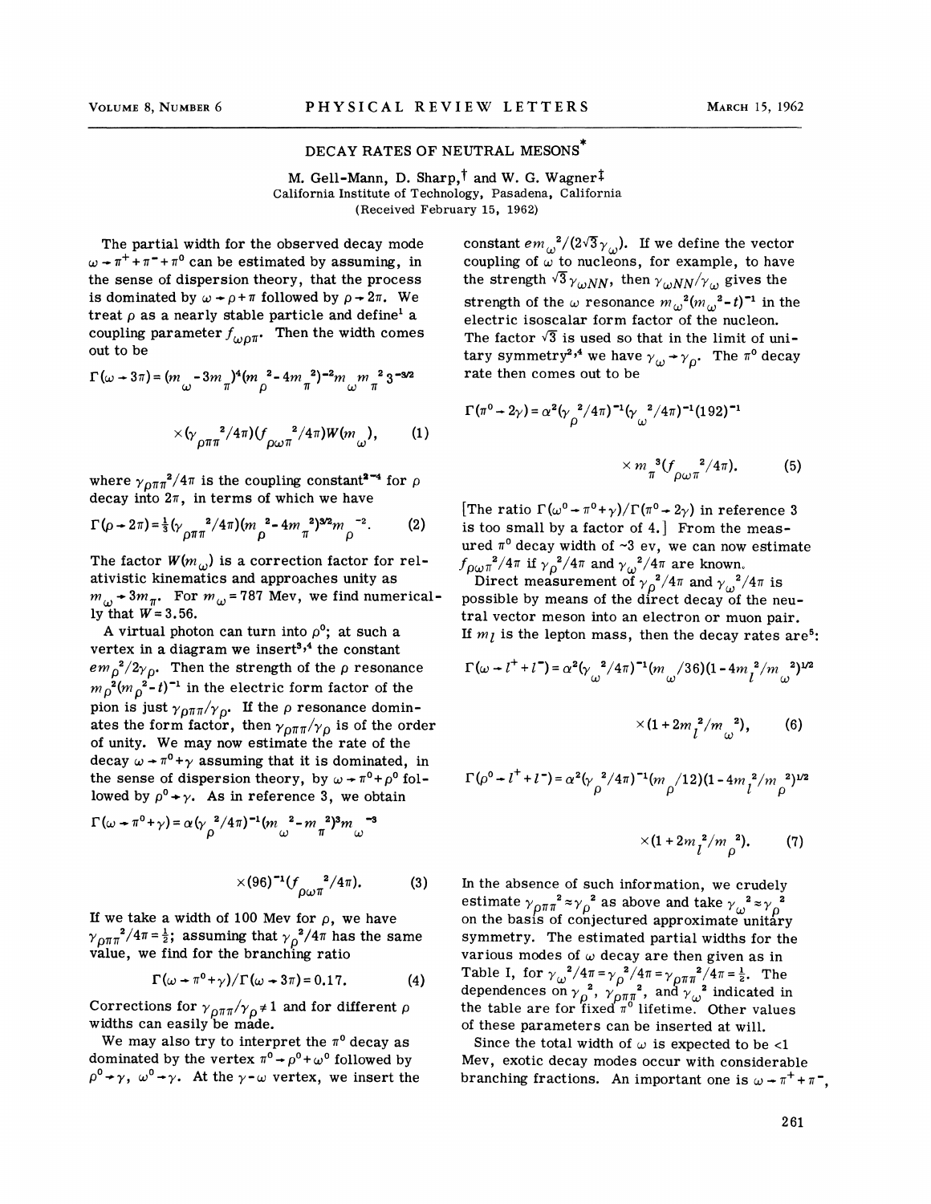# DECAY RATES OF NEUTRAL MESONS*

M. Gell-Mann, D. Sharp,† and W. G. Wagner‡
California Institute of Technology, Pasadena, California
(Received February 15, 1962)

The partial width for the observed decay mode $\omega \to \pi^+ + \pi^- + \pi^0$ can be estimated by assuming, in the sense of dispersion theory, that the process is dominated by $\omega \to \rho + \pi$ followed by $\rho \to 2\pi$. We treat $\rho$ as a nearly stable particle and define[1] a coupling parameter $f_{\omega\rho\pi}$. Then the width comes out to be

$$\Gamma(\omega \to 3\pi) = (m_\omega - 3m_\pi)^4 (m_\rho^2 - 4m_\pi^2)^{-2} m_\omega m_\pi^2 3^{-3/2}$$

$$\times (\gamma_{\rho\pi\pi}^2/4\pi)(f_{\rho\omega\pi}^2/4\pi) W(m_\omega), \qquad (1)$$

where $\gamma_{\rho\pi\pi}^2/4\pi$ is the coupling constant[2-4] for $\rho$ decay into $2\pi$, in terms of which we have

$$\Gamma(\rho \to 2\pi) = \tfrac{1}{3}(\gamma_{\rho\pi\pi}^2/4\pi)(m_\rho^2 - 4m_\pi^2)^{3/2} m_\rho^{-2}. \qquad (2)$$

The factor $W(m_\omega)$ is a correction factor for relativistic kinematics and approaches unity as $m_\omega \to 3m_\pi$. For $m_\omega = 787$ Mev, we find numerically that $W = 3.56$.

A virtual photon can turn into $\rho^0$; at such a vertex in a diagram we insert[3,4] the constant $em_\rho^2/2\gamma_\rho$. Then the strength of the $\rho$ resonance $m_\rho^2(m_\rho^2 - t)^{-1}$ in the electric form factor of the pion is just $\gamma_{\rho\pi\pi}/\gamma_\rho$. If the $\rho$ resonance dominates the form factor, then $\gamma_{\rho\pi\pi}/\gamma_\rho$ is of the order of unity. We may now estimate the rate of the decay $\omega \to \pi^0 + \gamma$ assuming that it is dominated, in the sense of dispersion theory, by $\omega \to \pi^0 + \rho^0$ followed by $\rho^0 \to \gamma$. As in reference 3, we obtain

$$\Gamma(\omega \to \pi^0 + \gamma) = \alpha(\gamma_\rho^2/4\pi)^{-1}(m_\omega^2 - m_\pi^2)^3 m_\omega^{-3}$$

$$\times (96)^{-1}(f_{\rho\omega\pi}^2/4\pi). \qquad (3)$$

If we take a width of 100 Mev for $\rho$, we have $\gamma_{\rho\pi\pi}^2/4\pi = \frac{1}{2}$; assuming that $\gamma_\rho^2/4\pi$ has the same value, we find for the branching ratio

$$\Gamma(\omega \to \pi^0 + \gamma)/\Gamma(\omega \to 3\pi) = 0.17. \qquad (4)$$

Corrections for $\gamma_{\rho\pi\pi}/\gamma_\rho \neq 1$ and for different $\rho$ widths can easily be made.

We may also try to interpret the $\pi^0$ decay as dominated by the vertex $\pi^0 \to \rho^0 + \omega^0$ followed by $\rho^0 \to \gamma$, $\omega^0 \to \gamma$. At the $\gamma$-$\omega$ vertex, we insert the constant $em_\omega^2/(2\sqrt{3}\gamma_\omega)$. If we define the vector coupling of $\omega$ to nucleons, for example, to have the strength $\sqrt{3}\gamma_{\omega NN}$, then $\gamma_{\omega NN}/\gamma_\omega$ gives the strength of the $\omega$ resonance $m_\omega^2(m_\omega^2 - t)^{-1}$ in the electric isoscalar form factor of the nucleon. The factor $\sqrt{3}$ is used so that in the limit of unitary symmetry[2,4] we have $\gamma_\omega \to \gamma_\rho$. The $\pi^0$ decay rate then comes out to be

$$\Gamma(\pi^0 \to 2\gamma) = \alpha^2(\gamma_\rho^2/4\pi)^{-1}(\gamma_\omega^2/4\pi)^{-1}(192)^{-1}$$

$$\times m_\pi^3 (f_{\rho\omega\pi}^2/4\pi). \qquad (5)$$

[The ratio $\Gamma(\omega^0 \to \pi^0 + \gamma)/\Gamma(\pi^0 \to 2\gamma)$ in reference 3 is too small by a factor of 4.] From the measured $\pi^0$ decay width of ~3 ev, we can now estimate $f_{\rho\omega\pi}^2/4\pi$ if $\gamma_\rho^2/4\pi$ and $\gamma_\omega^2/4\pi$ are known.

Direct measurement of $\gamma_\rho^2/4\pi$ and $\gamma_\omega^2/4\pi$ is possible by means of the direct decay of the neutral vector meson into an electron or muon pair. If $m_l$ is the lepton mass, then the decay rates are[5]:

$$\Gamma(\omega \to l^+ + l^-) = \alpha^2(\gamma_\omega^2/4\pi)^{-1}(m_\omega/36)(1 - 4m_l^2/m_\omega^2)^{1/2}$$

$$\times (1 + 2m_l^2/m_\omega^2), \qquad (6)$$

$$\Gamma(\rho^0 \to l^+ + l^-) = \alpha^2(\gamma_\rho^2/4\pi)^{-1}(m_\rho/12)(1 - 4m_l^2/m_\rho^2)^{1/2}$$

$$\times (1 + 2m_l^2/m_\rho^2). \qquad (7)$$

In the absence of such information, we crudely estimate $\gamma_{\rho\pi\pi}^2 \approx \gamma_\rho^2$ as above and take $\gamma_\omega^2 \approx \gamma_\rho^2$ on the basis of conjectured approximate unitary symmetry. The estimated partial widths for the various modes of $\omega$ decay are then given as in Table I, for $\gamma_\omega^2/4\pi = \gamma_\rho^2/4\pi = \gamma_{\rho\pi\pi}^2/4\pi = \frac{1}{2}$. The dependences on $\gamma_\rho^2$, $\gamma_{\rho\pi\pi}^2$, and $\gamma_\omega^2$ indicated in the table are for fixed $\pi^0$ lifetime. Other values of these parameters can be inserted at will.

Since the total width of $\omega$ is expected to be <1 Mev, exotic decay modes occur with considerable branching fractions. An important one is $\omega \to \pi^+ + \pi^-$,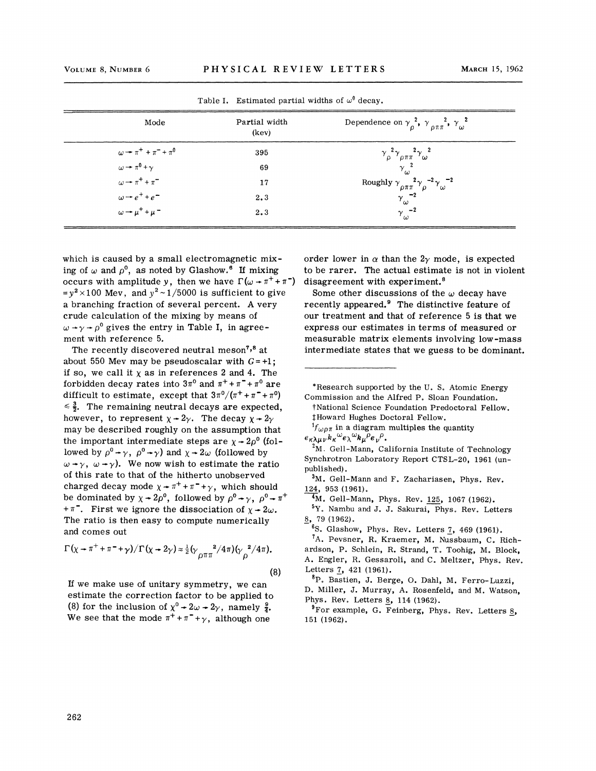Table I. Estimated partial widths of $\omega^0$ decay.

| Mode | Partial width (kev) | Dependence on $\gamma_\rho^2$, $\gamma_{\rho\pi\pi}^2$, $\gamma_\omega^2$ |
|---|---|---|
| $\omega \to \pi^+ + \pi^- + \pi^0$ | 395 | $\gamma_\rho^2 \gamma_{\rho\pi\pi}^2 \gamma_\omega^2$ |
| $\omega \to \pi^0 + \gamma$ | 69 | $\gamma_\omega^2$ |
| $\omega \to \pi^+ + \pi^-$ | 17 | Roughly $\gamma_{\rho\pi\pi}^2 \gamma_\rho^{-2} \gamma_\omega^{-2}$ |
| $\omega \to e^+ + e^-$ | 2.3 | $\gamma_\omega^{-2}$ |
| $\omega \to \mu^+ + \mu^-$ | 2.3 | $\gamma_\omega^{-2}$ |

which is caused by a small electromagnetic mixing of $\omega$ and $\rho^0$, as noted by Glashow.[6] If mixing occurs with amplitude $y$, then we have $\Gamma(\omega \to \pi^+ + \pi^-) = y^2 \times 100$ Mev, and $y^2 \sim 1/5000$ is sufficient to give a branching fraction of several percent. A very crude calculation of the mixing by means of $\omega \to \gamma \to \rho^0$ gives the entry in Table I, in agreement with reference 5.

The recently discovered neutral meson[7,8] at about 550 Mev may be pseudoscalar with $G = +1$; if so, we call it $\chi$ as in references 2 and 4. The forbidden decay rates into $3\pi^0$ and $\pi^+ + \pi^- + \pi^0$ are difficult to estimate, except that $3\pi^0/(\pi^+ + \pi^- + \pi^0) \leq \frac{3}{2}$. The remaining neutral decays are expected, however, to represent $\chi \to 2\gamma$. The decay $\chi \to 2\gamma$ may be described roughly on the assumption that the important intermediate steps are $\chi \to 2\rho^0$ (followed by $\rho^0 \to \gamma$, $\rho^0 \to \gamma$) and $\chi \to 2\omega$ (followed by $\omega \to \gamma$, $\omega \to \gamma$). We now wish to estimate the ratio of this rate to that of the hitherto unobserved charged decay mode $\chi \to \pi^+ + \pi^- + \gamma$, which should be dominated by $\chi \to 2\rho^0$, followed by $\rho^0 \to \gamma$, $\rho^0 \to \pi^+ + \pi^-$. First we ignore the dissociation of $\chi \to 2\omega$. The ratio is then easy to compute numerically and comes out

$$\Gamma(\chi \to \pi^+ + \pi^- + \gamma)/\Gamma(\chi \to 2\gamma) \approx \tfrac{1}{2}(\gamma_{\rho\pi\pi}^2/4\pi)(\gamma_\rho^2/4\pi). \tag{8}$$

If we make use of unitary symmetry, we can estimate the correction factor to be applied to (8) for the inclusion of $\chi^0 \to 2\omega \to 2\gamma$, namely $\frac{9}{4}$. We see that the mode $\pi^+ + \pi^- + \gamma$, although one order lower in $\alpha$ than the $2\gamma$ mode, is expected to be rarer. The actual estimate is not in violent disagreement with experiment.[8]

Some other discussions of the $\omega$ decay have recently appeared.[9] The distinctive feature of our treatment and that of reference 5 is that we express our estimates in terms of measured or measurable matrix elements involving low-mass intermediate states that we guess to be dominant.

---

*Research supported by the U. S. Atomic Energy Commission and the Alfred P. Sloan Foundation.

†National Science Foundation Predoctoral Fellow.

‡Howard Hughes Doctoral Fellow.

[1] $f_{\omega\rho\pi}$ in a diagram multiples the quantity $e_{\kappa\lambda\mu\nu} k_\kappa^\omega e_\lambda^\omega k_\mu^\rho e_\nu^\rho$.

[2] M. Gell-Mann, California Institute of Technology Synchrotron Laboratory Report CTSL-20, 1961 (unpublished).

[3] M. Gell-Mann and F. Zachariasen, Phys. Rev. 124, 953 (1961).

[4] M. Gell-Mann, Phys. Rev. 125, 1067 (1962).

[5] Y. Nambu and J. J. Sakurai, Phys. Rev. Letters 8, 79 (1962).

[6] S. Glashow, Phys. Rev. Letters 7, 469 (1961).

[7] A. Pevsner, R. Kraemer, M. Nussbaum, C. Richardson, P. Schlein, R. Strand, T. Toohig, M. Block, A. Engler, R. Gessaroli, and C. Meltzer, Phys. Rev. Letters 7, 421 (1961).

[8] P. Bastien, J. Berge, O. Dahl, M. Ferro-Luzzi, D. Miller, J. Murray, A. Rosenfeld, and M. Watson, Phys. Rev. Letters 8, 114 (1962).

[9] For example, G. Feinberg, Phys. Rev. Letters 8, 151 (1962).